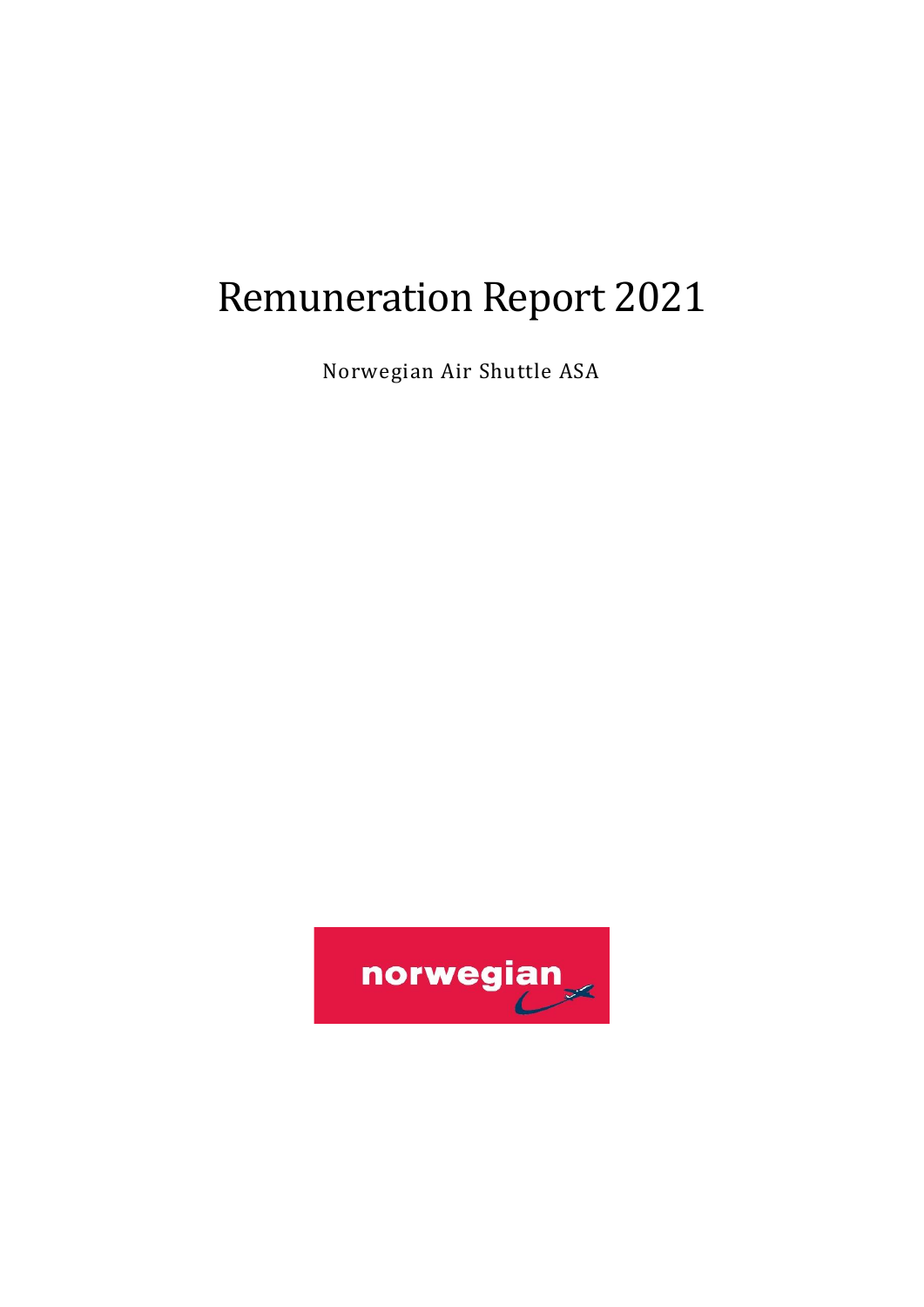# Remuneration Report 2021

Norwegian Air Shuttle ASA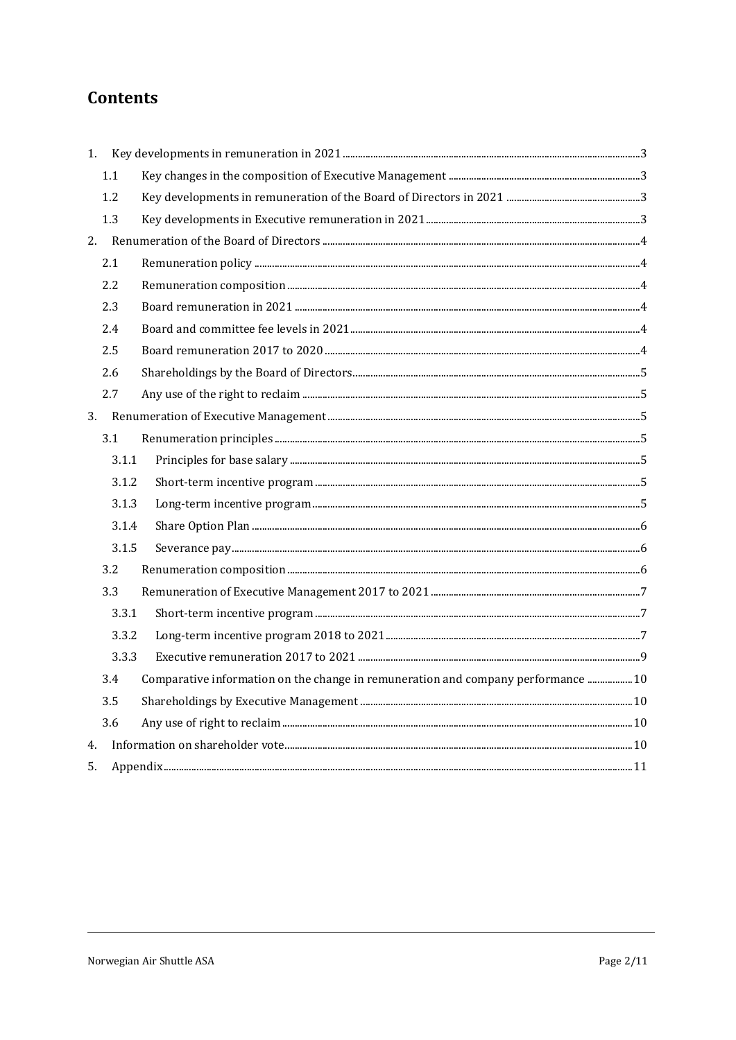# Contents

1. Key developments in remuneration in 2021 .......... 3
   - 1.1 Key changes in the composition of Executive Management .......... 3
   - 1.2 Key developments in remuneration of the Board of Directors in 2021 .......... 3
   - 1.3 Key developments in Executive remuneration in 2021 .......... 3
2. Renumeration of the Board of Directors .......... 4
   - 2.1 Remuneration policy .......... 4
   - 2.2 Remuneration composition .......... 4
   - 2.3 Board remuneration in 2021 .......... 4
   - 2.4 Board and committee fee levels in 2021 .......... 4
   - 2.5 Board remuneration 2017 to 2020 .......... 4
   - 2.6 Shareholdings by the Board of Directors .......... 5
   - 2.7 Any use of the right to reclaim .......... 5
3. Renumeration of Executive Management .......... 5
   - 3.1 Renumeration principles .......... 5
     - 3.1.1 Principles for base salary .......... 5
     - 3.1.2 Short-term incentive program .......... 5
     - 3.1.3 Long-term incentive program .......... 5
     - 3.1.4 Share Option Plan .......... 6
     - 3.1.5 Severance pay .......... 6
   - 3.2 Renumeration composition .......... 6
   - 3.3 Remuneration of Executive Management 2017 to 2021 .......... 7
     - 3.3.1 Short-term incentive program .......... 7
     - 3.3.2 Long-term incentive program 2018 to 2021 .......... 7
     - 3.3.3 Executive remuneration 2017 to 2021 .......... 9
   - 3.4 Comparative information on the change in remuneration and company performance .......... 10
   - 3.5 Shareholdings by Executive Management .......... 10
   - 3.6 Any use of right to reclaim .......... 10
4. Information on shareholder vote .......... 10
5. Appendix .......... 11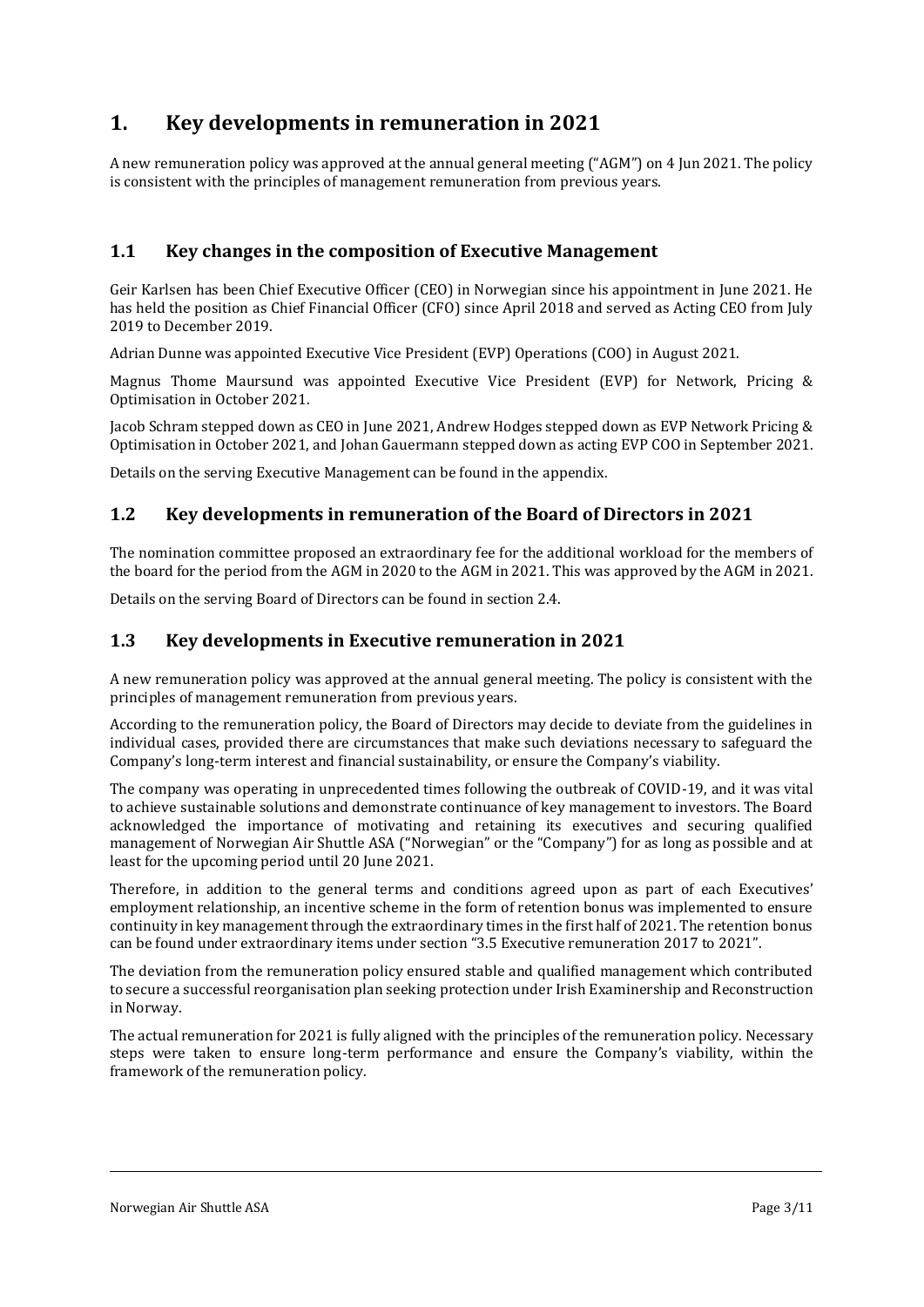# 1. Key developments in remuneration in 2021

A new remuneration policy was approved at the annual general meeting ("AGM") on 4 Jun 2021. The policy is consistent with the principles of management remuneration from previous years.

## 1.1 Key changes in the composition of Executive Management

Geir Karlsen has been Chief Executive Officer (CEO) in Norwegian since his appointment in June 2021. He has held the position as Chief Financial Officer (CFO) since April 2018 and served as Acting CEO from July 2019 to December 2019.

Adrian Dunne was appointed Executive Vice President (EVP) Operations (COO) in August 2021.

Magnus Thome Maursund was appointed Executive Vice President (EVP) for Network, Pricing & Optimisation in October 2021.

Jacob Schram stepped down as CEO in June 2021, Andrew Hodges stepped down as EVP Network Pricing & Optimisation in October 2021, and Johan Gauermann stepped down as acting EVP COO in September 2021.

Details on the serving Executive Management can be found in the appendix.

## 1.2 Key developments in remuneration of the Board of Directors in 2021

The nomination committee proposed an extraordinary fee for the additional workload for the members of the board for the period from the AGM in 2020 to the AGM in 2021. This was approved by the AGM in 2021.

Details on the serving Board of Directors can be found in section 2.4.

## 1.3 Key developments in Executive remuneration in 2021

A new remuneration policy was approved at the annual general meeting. The policy is consistent with the principles of management remuneration from previous years.

According to the remuneration policy, the Board of Directors may decide to deviate from the guidelines in individual cases, provided there are circumstances that make such deviations necessary to safeguard the Company's long-term interest and financial sustainability, or ensure the Company's viability.

The company was operating in unprecedented times following the outbreak of COVID-19, and it was vital to achieve sustainable solutions and demonstrate continuance of key management to investors. The Board acknowledged the importance of motivating and retaining its executives and securing qualified management of Norwegian Air Shuttle ASA ("Norwegian" or the "Company") for as long as possible and at least for the upcoming period until 20 June 2021.

Therefore, in addition to the general terms and conditions agreed upon as part of each Executives' employment relationship, an incentive scheme in the form of retention bonus was implemented to ensure continuity in key management through the extraordinary times in the first half of 2021. The retention bonus can be found under extraordinary items under section "3.5 Executive remuneration 2017 to 2021".

The deviation from the remuneration policy ensured stable and qualified management which contributed to secure a successful reorganisation plan seeking protection under Irish Examinership and Reconstruction in Norway.

The actual remuneration for 2021 is fully aligned with the principles of the remuneration policy. Necessary steps were taken to ensure long-term performance and ensure the Company's viability, within the framework of the remuneration policy.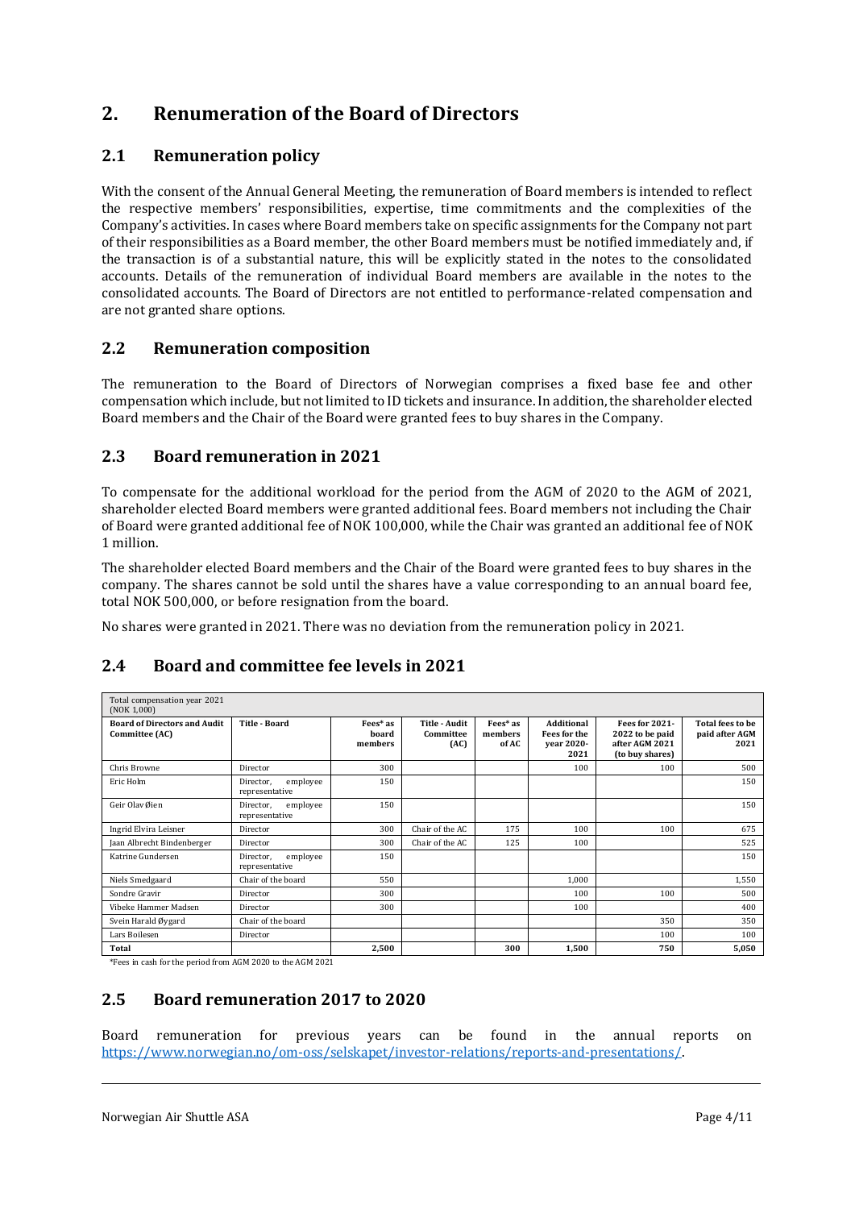# 2. Renumeration of the Board of Directors

## 2.1 Remuneration policy

With the consent of the Annual General Meeting, the remuneration of Board members is intended to reflect the respective members' responsibilities, expertise, time commitments and the complexities of the Company's activities. In cases where Board members take on specific assignments for the Company not part of their responsibilities as a Board member, the other Board members must be notified immediately and, if the transaction is of a substantial nature, this will be explicitly stated in the notes to the consolidated accounts. Details of the remuneration of individual Board members are available in the notes to the consolidated accounts. The Board of Directors are not entitled to performance-related compensation and are not granted share options.

## 2.2 Remuneration composition

The remuneration to the Board of Directors of Norwegian comprises a fixed base fee and other compensation which include, but not limited to ID tickets and insurance. In addition, the shareholder elected Board members and the Chair of the Board were granted fees to buy shares in the Company.

## 2.3 Board remuneration in 2021

To compensate for the additional workload for the period from the AGM of 2020 to the AGM of 2021, shareholder elected Board members were granted additional fees. Board members not including the Chair of Board were granted additional fee of NOK 100,000, while the Chair was granted an additional fee of NOK 1 million.

The shareholder elected Board members and the Chair of the Board were granted fees to buy shares in the company. The shares cannot be sold until the shares have a value corresponding to an annual board fee, total NOK 500,000, or before resignation from the board.

No shares were granted in 2021. There was no deviation from the remuneration policy in 2021.

## 2.4 Board and committee fee levels in 2021

| Total compensation year 2021 (NOK 1,000) | | | | | | | |
|---|---|---|---|---|---|---|---|
| **Board of Directors and Audit Committee (AC)** | **Title - Board** | **Fees* as board members** | **Title - Audit Committee (AC)** | **Fees* as members of AC** | **Additional Fees for the year 2020-2021** | **Fees for 2021-2022 to be paid after AGM 2021 (to buy shares)** | **Total fees to be paid after AGM 2021** |
| Chris Browne | Director | 300 | | | 100 | 100 | 500 |
| Eric Holm | Director, employee representative | 150 | | | | | 150 |
| Geir Olav Øien | Director, employee representative | 150 | | | | | 150 |
| Ingrid Elvira Leisner | Director | 300 | Chair of the AC | 175 | 100 | 100 | 675 |
| Jaan Albrecht Bindenberger | Director | 300 | Chair of the AC | 125 | 100 | | 525 |
| Katrine Gundersen | Director, employee representative | 150 | | | | | 150 |
| Niels Smedgaard | Chair of the board | 550 | | | 1,000 | | 1,550 |
| Sondre Gravir | Director | 300 | | | 100 | 100 | 500 |
| Vibeke Hammer Madsen | Director | 300 | | | 100 | | 400 |
| Svein Harald Øygard | Chair of the board | | | | | 350 | 350 |
| Lars Boilesen | Director | | | | | 100 | 100 |
| **Total** | | **2,500** | | **300** | **1,500** | **750** | **5,050** |

*Fees in cash for the period from AGM 2020 to the AGM 2021

## 2.5 Board remuneration 2017 to 2020

Board remuneration for previous years can be found in the annual reports on https://www.norwegian.no/om-oss/selskapet/investor-relations/reports-and-presentations/.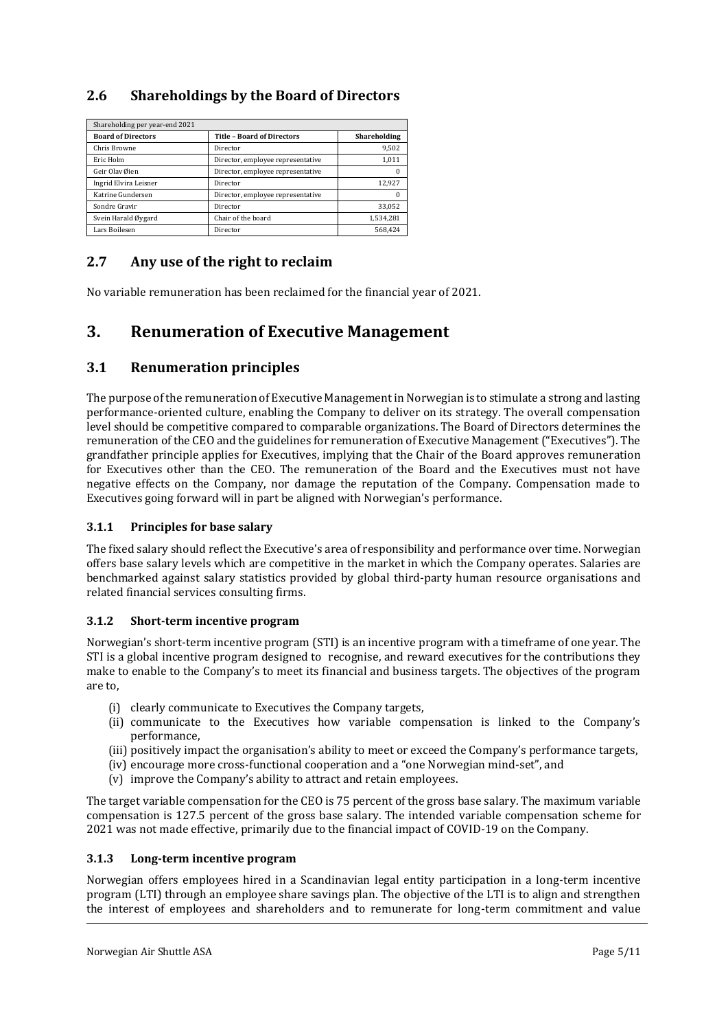## 2.6 Shareholdings by the Board of Directors

| Shareholding per year-end 2021 | | |
|---|---|---|
| **Board of Directors** | **Title – Board of Directors** | **Shareholding** |
| Chris Browne | Director | 9,502 |
| Eric Holm | Director, employee representative | 1,011 |
| Geir Olav Øien | Director, employee representative | 0 |
| Ingrid Elvira Leisner | Director | 12,927 |
| Katrine Gundersen | Director, employee representative | 0 |
| Sondre Gravir | Director | 33,052 |
| Svein Harald Øygard | Chair of the board | 1,534,281 |
| Lars Boilesen | Director | 568,424 |

## 2.7 Any use of the right to reclaim

No variable remuneration has been reclaimed for the financial year of 2021.

# 3. Renumeration of Executive Management

## 3.1 Renumeration principles

The purpose of the remuneration of Executive Management in Norwegian is to stimulate a strong and lasting performance-oriented culture, enabling the Company to deliver on its strategy. The overall compensation level should be competitive compared to comparable organizations. The Board of Directors determines the remuneration of the CEO and the guidelines for remuneration of Executive Management ("Executives"). The grandfather principle applies for Executives, implying that the Chair of the Board approves remuneration for Executives other than the CEO. The remuneration of the Board and the Executives must not have negative effects on the Company, nor damage the reputation of the Company. Compensation made to Executives going forward will in part be aligned with Norwegian's performance.

### 3.1.1 Principles for base salary

The fixed salary should reflect the Executive's area of responsibility and performance over time. Norwegian offers base salary levels which are competitive in the market in which the Company operates. Salaries are benchmarked against salary statistics provided by global third-party human resource organisations and related financial services consulting firms.

### 3.1.2 Short-term incentive program

Norwegian's short-term incentive program (STI) is an incentive program with a timeframe of one year. The STI is a global incentive program designed to recognise, and reward executives for the contributions they make to enable to the Company's to meet its financial and business targets. The objectives of the program are to,

(i) clearly communicate to Executives the Company targets,
(ii) communicate to the Executives how variable compensation is linked to the Company's performance,
(iii) positively impact the organisation's ability to meet or exceed the Company's performance targets,
(iv) encourage more cross-functional cooperation and a "one Norwegian mind-set", and
(v) improve the Company's ability to attract and retain employees.

The target variable compensation for the CEO is 75 percent of the gross base salary. The maximum variable compensation is 127.5 percent of the gross base salary. The intended variable compensation scheme for 2021 was not made effective, primarily due to the financial impact of COVID-19 on the Company.

### 3.1.3 Long-term incentive program

Norwegian offers employees hired in a Scandinavian legal entity participation in a long-term incentive program (LTI) through an employee share savings plan. The objective of the LTI is to align and strengthen the interest of employees and shareholders and to remunerate for long-term commitment and value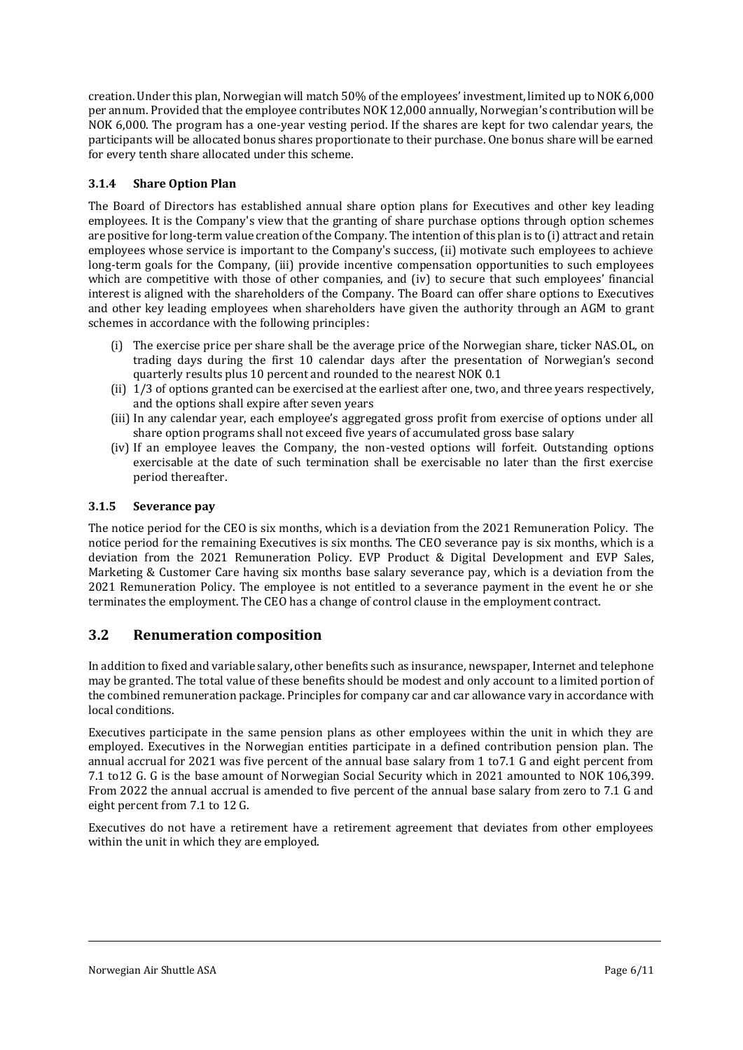creation. Under this plan, Norwegian will match 50% of the employees' investment, limited up to NOK 6,000 per annum. Provided that the employee contributes NOK 12,000 annually, Norwegian's contribution will be NOK 6,000. The program has a one-year vesting period. If the shares are kept for two calendar years, the participants will be allocated bonus shares proportionate to their purchase. One bonus share will be earned for every tenth share allocated under this scheme.

### 3.1.4 Share Option Plan

The Board of Directors has established annual share option plans for Executives and other key leading employees. It is the Company's view that the granting of share purchase options through option schemes are positive for long-term value creation of the Company. The intention of this plan is to (i) attract and retain employees whose service is important to the Company's success, (ii) motivate such employees to achieve long-term goals for the Company, (iii) provide incentive compensation opportunities to such employees which are competitive with those of other companies, and (iv) to secure that such employees' financial interest is aligned with the shareholders of the Company. The Board can offer share options to Executives and other key leading employees when shareholders have given the authority through an AGM to grant schemes in accordance with the following principles:

(i) The exercise price per share shall be the average price of the Norwegian share, ticker NAS.OL, on trading days during the first 10 calendar days after the presentation of Norwegian's second quarterly results plus 10 percent and rounded to the nearest NOK 0.1
(ii) 1/3 of options granted can be exercised at the earliest after one, two, and three years respectively, and the options shall expire after seven years
(iii) In any calendar year, each employee's aggregated gross profit from exercise of options under all share option programs shall not exceed five years of accumulated gross base salary
(iv) If an employee leaves the Company, the non-vested options will forfeit. Outstanding options exercisable at the date of such termination shall be exercisable no later than the first exercise period thereafter.

### 3.1.5 Severance pay

The notice period for the CEO is six months, which is a deviation from the 2021 Remuneration Policy. The notice period for the remaining Executives is six months. The CEO severance pay is six months, which is a deviation from the 2021 Remuneration Policy. EVP Product & Digital Development and EVP Sales, Marketing & Customer Care having six months base salary severance pay, which is a deviation from the 2021 Remuneration Policy. The employee is not entitled to a severance payment in the event he or she terminates the employment. The CEO has a change of control clause in the employment contract.

## 3.2 Renumeration composition

In addition to fixed and variable salary, other benefits such as insurance, newspaper, Internet and telephone may be granted. The total value of these benefits should be modest and only account to a limited portion of the combined remuneration package. Principles for company car and car allowance vary in accordance with local conditions.

Executives participate in the same pension plans as other employees within the unit in which they are employed. Executives in the Norwegian entities participate in a defined contribution pension plan. The annual accrual for 2021 was five percent of the annual base salary from 1 to7.1 G and eight percent from 7.1 to12 G. G is the base amount of Norwegian Social Security which in 2021 amounted to NOK 106,399. From 2022 the annual accrual is amended to five percent of the annual base salary from zero to 7.1 G and eight percent from 7.1 to 12 G.

Executives do not have a retirement have a retirement agreement that deviates from other employees within the unit in which they are employed.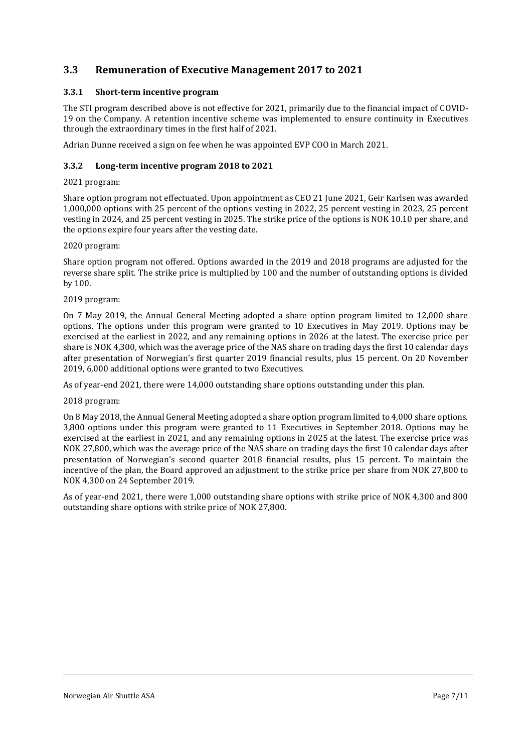## 3.3 Remuneration of Executive Management 2017 to 2021

### 3.3.1 Short-term incentive program

The STI program described above is not effective for 2021, primarily due to the financial impact of COVID-19 on the Company. A retention incentive scheme was implemented to ensure continuity in Executives through the extraordinary times in the first half of 2021.

Adrian Dunne received a sign on fee when he was appointed EVP COO in March 2021.

### 3.3.2 Long-term incentive program 2018 to 2021

2021 program:

Share option program not effectuated. Upon appointment as CEO 21 June 2021, Geir Karlsen was awarded 1,000,000 options with 25 percent of the options vesting in 2022, 25 percent vesting in 2023, 25 percent vesting in 2024, and 25 percent vesting in 2025. The strike price of the options is NOK 10.10 per share, and the options expire four years after the vesting date.

2020 program:

Share option program not offered. Options awarded in the 2019 and 2018 programs are adjusted for the reverse share split. The strike price is multiplied by 100 and the number of outstanding options is divided by 100.

2019 program:

On 7 May 2019, the Annual General Meeting adopted a share option program limited to 12,000 share options. The options under this program were granted to 10 Executives in May 2019. Options may be exercised at the earliest in 2022, and any remaining options in 2026 at the latest. The exercise price per share is NOK 4,300, which was the average price of the NAS share on trading days the first 10 calendar days after presentation of Norwegian's first quarter 2019 financial results, plus 15 percent. On 20 November 2019, 6,000 additional options were granted to two Executives.

As of year-end 2021, there were 14,000 outstanding share options outstanding under this plan.

2018 program:

On 8 May 2018, the Annual General Meeting adopted a share option program limited to 4,000 share options. 3,800 options under this program were granted to 11 Executives in September 2018. Options may be exercised at the earliest in 2021, and any remaining options in 2025 at the latest. The exercise price was NOK 27,800, which was the average price of the NAS share on trading days the first 10 calendar days after presentation of Norwegian's second quarter 2018 financial results, plus 15 percent. To maintain the incentive of the plan, the Board approved an adjustment to the strike price per share from NOK 27,800 to NOK 4,300 on 24 September 2019.

As of year-end 2021, there were 1,000 outstanding share options with strike price of NOK 4,300 and 800 outstanding share options with strike price of NOK 27,800.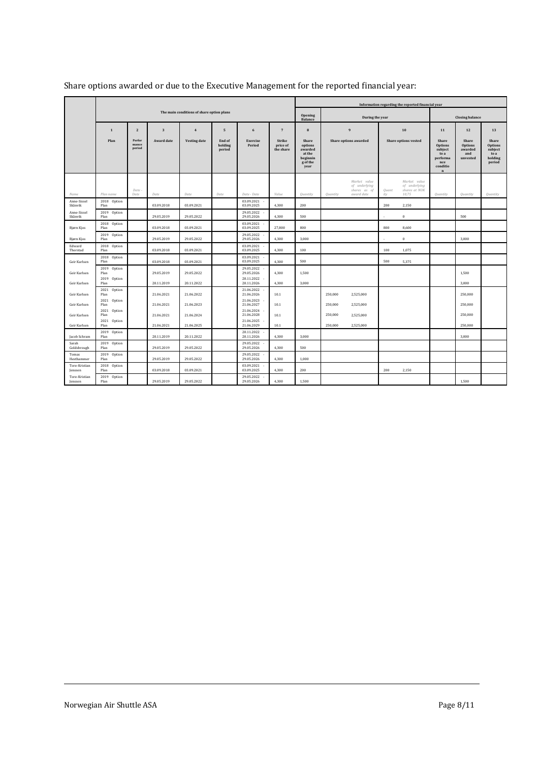Share options awarded or due to the Executive Management for the reported financial year:

| | The main conditions of share option plans | | | | | | | Information regarding the reported financial year | | | | | | | |
|---|---|---|---|---|---|---|---|---|---|---|---|---|---|---|---|
| | | | | | | | | Opening Balance | During the year | | | | Closing balance | | |
| | 1 | 2 | 3 | 4 | 5 | 6 | 7 | 8 | 9 | | 10 | | 11 | 12 | 13 |
| | Plan | Performance period | Award date | Vesting date | End of holding period | Exercise Period | Strike price of the share | Share options awarded at the beginning of the year | Share options awarded | | Share options vested | | Share Options subject to a performance condition | Share Options awarded and unvested | Share Options subject to a holding period |
| *Name* | *Plan name* | *Date - Date* | *Date* | *Date* | *Date* | *Date - Date* | *Value* | *Quantity* | *Quantity* | *Market value of underlying shares as of award date* | *Quantity* | *Market value of underlying shares at NOK 10.75* | *Quantity* | *Quantity* | *Quantity* |
| Anne-Sissel Skånvik | 2018 Option Plan | | 03.09.2018 | 03.09.2021 | | 03.09.2021 - 03.09.2025 | 4,300 | 200 | | | 200 | 2,150 | | | |
| Anne-Sissel Skånvik | 2019 Option Plan | | 29.05.2019 | 29.05.2022 | | 29.05.2022 - 29.05.2026 | 4,300 | 500 | | | - | 0 | | 500 | |
| Bjørn Kjos | 2018 Option Plan | | 03.09.2018 | 03.09.2021 | | 03.09.2021 - 03.09.2025 | 27,800 | 800 | | | 800 | 8,600 | | | |
| Bjørn Kjos | 2019 Option Plan | | 29.05.2019 | 29.05.2022 | | 29.05.2022 - 29.05.2026 | 4,300 | 3,000 | | | - | 0 | | 3,000 | |
| Edward Thorstad | 2018 Option Plan | | 03.09.2018 | 03.09.2021 | | 03.09.2021 - 03.09.2025 | 4,300 | 100 | | | 100 | 1,075 | | | |
| Geir Karlsen | 2018 Option Plan | | 03.09.2018 | 03.09.2021 | | 03.09.2021 - 03.09.2025 | 4,300 | 500 | | | 500 | 5,375 | | | |
| Geir Karlsen | 2019 Option Plan | | 29.05.2019 | 29.05.2022 | | 29.05.2022 - 29.05.2026 | 4,300 | 1,500 | | | | | | 1,500 | |
| Geir Karlsen | 2019 Option Plan | | 20.11.2019 | 20.11.2022 | | 20.11.2022 - 20.11.2026 | 4,300 | 3,000 | | | | | | 3,000 | |
| Geir Karlsen | 2021 Option Plan | | 21.06.2021 | 21.06.2022 | | 21.06.2022 - 21.06.2026 | 10.1 | | 250,000 | 2,525,000 | | | | 250,000 | |
| Geir Karlsen | 2021 Option Plan | | 21.06.2021 | 21.06.2023 | | 21.06.2023 - 21.06.2027 | 10.1 | | 250,000 | 2,525,000 | | | | 250,000 | |
| Geir Karlsen | 2021 Option Plan | | 21.06.2021 | 21.06.2024 | | 21.06.2024 - 21.06.2028 | 10.1 | | 250,000 | 2,525,000 | | | | 250,000 | |
| Geir Karlsen | 2021 Option Plan | | 21.06.2021 | 21.06.2025 | | 21.06.2025 - 21.06.2029 | 10.1 | | 250,000 | 2,525,000 | | | | 250,000 | |
| Jacob Schram | 2019 Option Plan | | 20.11.2019 | 20.11.2022 | | 20.11.2022 - 20.11.2026 | 4,300 | 3,000 | | | | | | 3,000 | |
| Sarah Goldsbrough | 2019 Option Plan | | 29.05.2019 | 29.05.2022 | | 29.05.2022 - 29.05.2026 | 4,300 | 500 | | | | | | | |
| Tomas Hesthammer | 2019 Option Plan | | 29.05.2019 | 29.05.2022 | | 29.05.2022 - 29.05.2026 | 4,300 | 1,000 | | | | | | | |
| Tore-Kristian Jenssen | 2018 Option Plan | | 03.09.2018 | 03.09.2021 | | 03.09.2021 - 03.09.2025 | 4,300 | 200 | | | 200 | 2,150 | | | |
| Tore-Kristian Jenssen | 2019 Option Plan | | 29.05.2019 | 29.05.2022 | | 29.05.2022 - 29.05.2026 | 4,300 | 1,500 | | | | | | 1,500 | |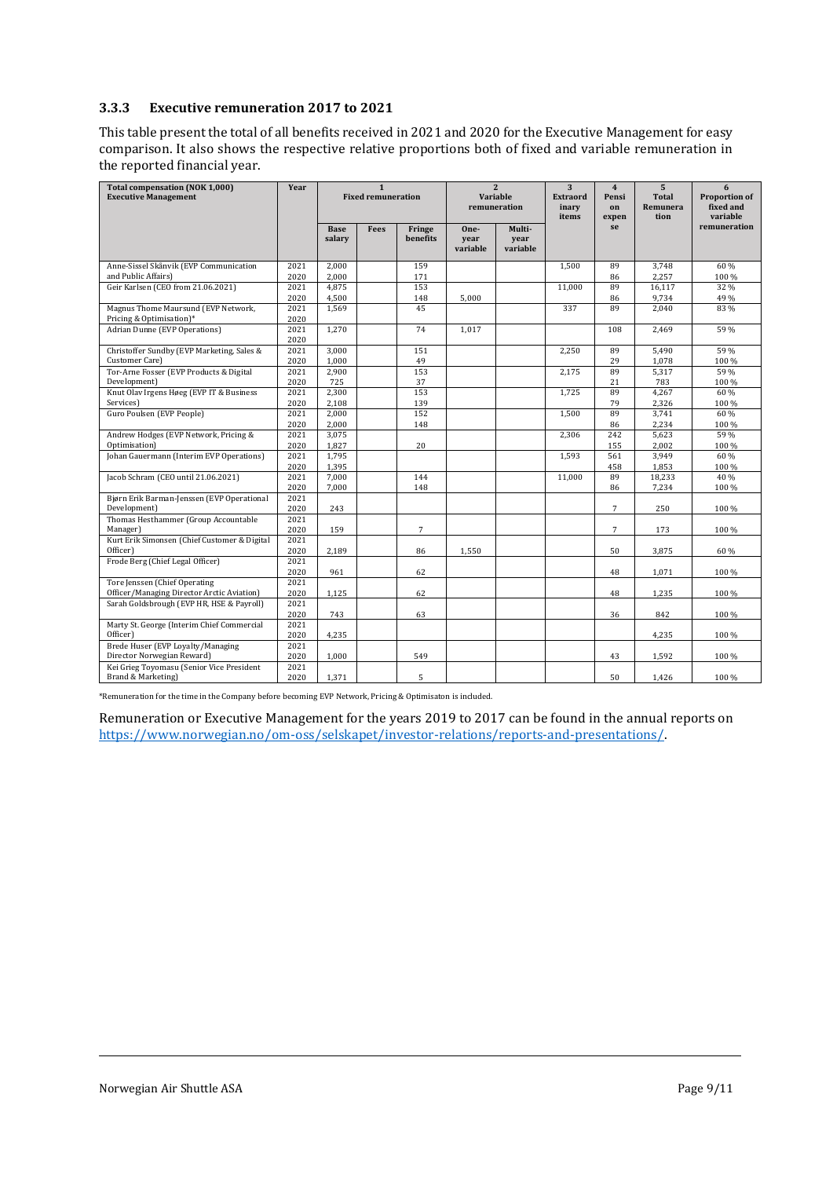### 3.3.3 Executive remuneration 2017 to 2021

This table present the total of all benefits received in 2021 and 2020 for the Executive Management for easy comparison. It also shows the respective relative proportions both of fixed and variable remuneration in the reported financial year.

| Total compensation (NOK 1,000) Executive Management | Year | 1 Fixed remuneration | | | 2 Variable remuneration | | 3 Extraordinary items | 4 Pension expense | 5 Total Remuneration | 6 Proportion of fixed and variable remuneration |
|---|---|---|---|---|---|---|---|---|---|---|
| | | Base salary | Fees | Fringe benefits | One-year variable | Multi-year variable | | | | |
| Anne-Sissel Skånvik (EVP Communication and Public Affairs) | 2021 | 2,000 | | 159 | | | 1,500 | 89 | 3,748 | 60 % |
| | 2020 | 2,000 | | 171 | | | | 86 | 2,257 | 100 % |
| Geir Karlsen (CEO from 21.06.2021) | 2021 | 4,875 | | 153 | | | 11,000 | 89 | 16,117 | 32 % |
| | 2020 | 4,500 | | 148 | 5,000 | | | 86 | 9,734 | 49 % |
| Magnus Thome Maursund (EVP Network, Pricing & Optimisation)* | 2021 | 1,569 | | 45 | | | 337 | 89 | 2,040 | 83 % |
| | 2020 | | | | | | | | | |
| Adrian Dunne (EVP Operations) | 2021 | 1,270 | | 74 | 1,017 | | | 108 | 2,469 | 59 % |
| | 2020 | | | | | | | | | |
| Christoffer Sundby (EVP Marketing, Sales & Customer Care) | 2021 | 3,000 | | 151 | | | 2,250 | 89 | 5,490 | 59 % |
| | 2020 | 1,000 | | 49 | | | | 29 | 1,078 | 100 % |
| Tor-Arne Fosser (EVP Products & Digital Development) | 2021 | 2,900 | | 153 | | | 2,175 | 89 | 5,317 | 59 % |
| | 2020 | 725 | | 37 | | | | 21 | 783 | 100 % |
| Knut Olav Irgens Høeg (EVP IT & Business Services) | 2021 | 2,300 | | 153 | | | 1,725 | 89 | 4,267 | 60 % |
| | 2020 | 2,108 | | 139 | | | | 79 | 2,326 | 100 % |
| Guro Poulsen (EVP People) | 2021 | 2,000 | | 152 | | | 1,500 | 89 | 3,741 | 60 % |
| | 2020 | 2,000 | | 148 | | | | 86 | 2,234 | 100 % |
| Andrew Hodges (EVP Network, Pricing & Optimisation) | 2021 | 3,075 | | | | | 2,306 | 242 | 5,623 | 59 % |
| | 2020 | 1,827 | | 20 | | | | 155 | 2,002 | 100 % |
| Johan Gauermann (Interim EVP Operations) | 2021 | 1,795 | | | | | 1,593 | 561 | 3,949 | 60 % |
| | 2020 | 1,395 | | | | | | 458 | 1,853 | 100 % |
| Jacob Schram (CEO until 21.06.2021) | 2021 | 7,000 | | 144 | | | 11,000 | 89 | 18,233 | 40 % |
| | 2020 | 7,000 | | 148 | | | | 86 | 7,234 | 100 % |
| Bjørn Erik Barman-Jenssen (EVP Operational Development) | 2021 | | | | | | | | | |
| | 2020 | 243 | | | | | | 7 | 250 | 100 % |
| Thomas Hesthammer (Group Accountable Manager) | 2021 | | | | | | | | | |
| | 2020 | 159 | | 7 | | | | 7 | 173 | 100 % |
| Kurt Erik Simonsen (Chief Customer & Digital Officer) | 2021 | | | | | | | | | |
| | 2020 | 2,189 | | 86 | 1,550 | | | 50 | 3,875 | 60 % |
| Frode Berg (Chief Legal Officer) | 2021 | | | | | | | | | |
| | 2020 | 961 | | 62 | | | | 48 | 1,071 | 100 % |
| Tore Jenssen (Chief Operating Officer/Managing Director Arctic Aviation) | 2021 | | | | | | | | | |
| | 2020 | 1,125 | | 62 | | | | 48 | 1,235 | 100 % |
| Sarah Goldsbrough (EVP HR, HSE & Payroll) | 2021 | | | | | | | | | |
| | 2020 | 743 | | 63 | | | | 36 | 842 | 100 % |
| Marty St. George (Interim Chief Commercial Officer) | 2021 | | | | | | | | | |
| | 2020 | 4,235 | | | | | | | 4,235 | 100 % |
| Brede Huser (EVP Loyalty/Managing Director Norwegian Reward) | 2021 | | | | | | | | | |
| | 2020 | 1,000 | | 549 | | | | 43 | 1,592 | 100 % |
| Kei Grieg Toyomasu (Senior Vice President Brand & Marketing) | 2021 | | | | | | | | | |
| | 2020 | 1,371 | | 5 | | | | 50 | 1,426 | 100 % |

*Remuneration for the time in the Company before becoming EVP Network, Pricing & Optimisaton is included.

Remuneration or Executive Management for the years 2019 to 2017 can be found in the annual reports on https://www.norwegian.no/om-oss/selskapet/investor-relations/reports-and-presentations/.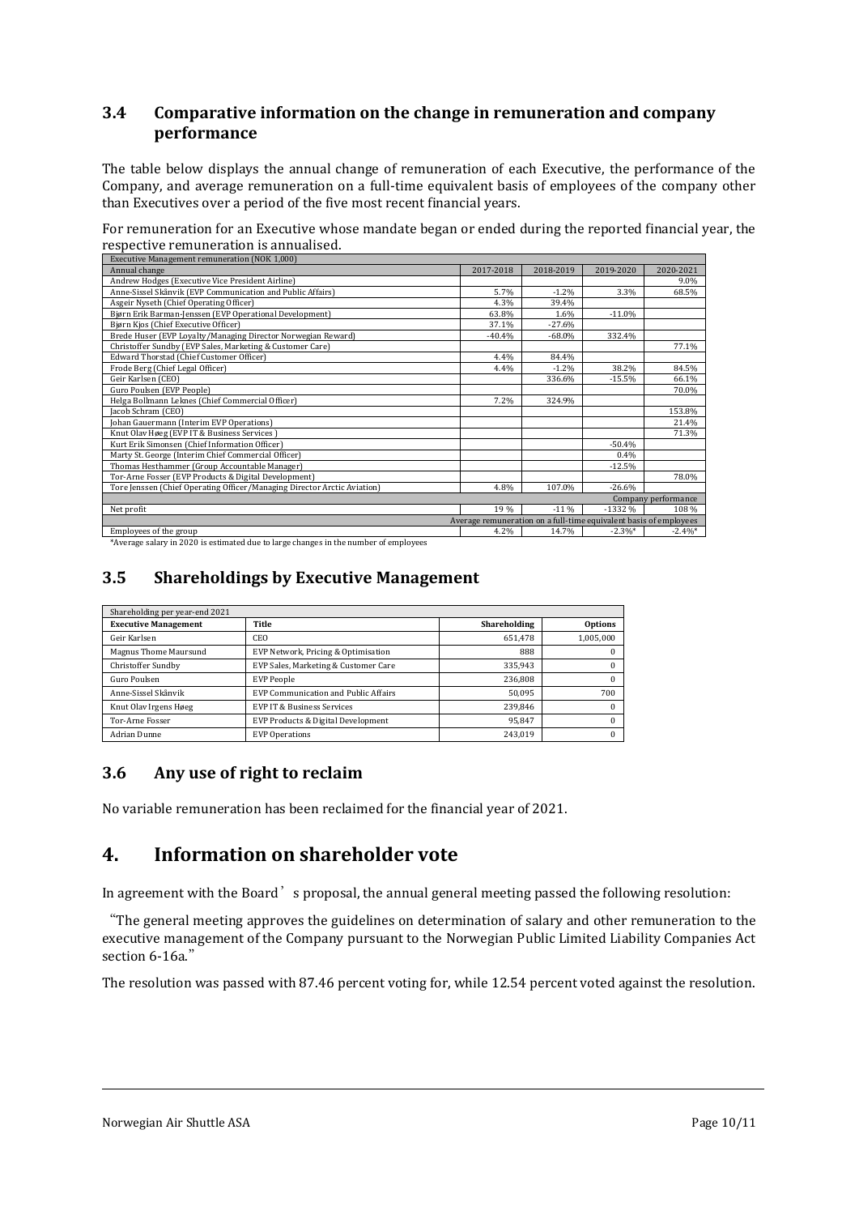## 3.4 Comparative information on the change in remuneration and company performance

The table below displays the annual change of remuneration of each Executive, the performance of the Company, and average remuneration on a full-time equivalent basis of employees of the company other than Executives over a period of the five most recent financial years.

For remuneration for an Executive whose mandate began or ended during the reported financial year, the respective remuneration is annualised.

| Executive Management remuneration (NOK 1,000) | | | | |
|---|---|---|---|---|
| Annual change | 2017-2018 | 2018-2019 | 2019-2020 | 2020-2021 |
| Andrew Hodges (Executive Vice President Airline) | | | | 9.0% |
| Anne-Sissel Skånvik (EVP Communication and Public Affairs) | 5.7% | -1.2% | 3.3% | 68.5% |
| Asgeir Nyseth (Chief Operating Officer) | 4.3% | 39.4% | | |
| Bjørn Erik Barman-Jenssen (EVP Operational Development) | 63.8% | 1.6% | -11.0% | |
| Bjørn Kjos (Chief Executive Officer) | 37.1% | -27.6% | | |
| Brede Huser (EVP Loyalty/Managing Director Norwegian Reward) | -40.4% | -68.0% | 332.4% | |
| Christoffer Sundby (EVP Sales, Marketing & Customer Care) | | | | 77.1% |
| Edward Thorstad (Chief Customer Officer) | 4.4% | 84.4% | | |
| Frode Berg (Chief Legal Officer) | 4.4% | -1.2% | 38.2% | 84.5% |
| Geir Karlsen (CEO) | | 336.6% | -15.5% | 66.1% |
| Guro Poulsen (EVP People) | | | | 70.0% |
| Helga Bollmann Leknes (Chief Commercial Officer) | 7.2% | 324.9% | | |
| Jacob Schram (CEO) | | | | 153.8% |
| Johan Gauermann (Interim EVP Operations) | | | | 21.4% |
| Knut Olav Høeg (EVP IT & Business Services ) | | | | 71.3% |
| Kurt Erik Simonsen (Chief Information Officer) | | | -50.4% | |
| Marty St. George (Interim Chief Commercial Officer) | | | 0.4% | |
| Thomas Hesthammer (Group Accountable Manager) | | | -12.5% | |
| Tor-Arne Fosser (EVP Products & Digital Development) | | | | 78.0% |
| Tore Jenssen (Chief Operating Officer/Managing Director Arctic Aviation) | 4.8% | 107.0% | -26.6% | |
| | | | | Company performance |
| Net profit | 19 % | -11 % | -1332 % | 108 % |
| | Average remuneration on a full-time equivalent basis of employees | | | |
| Employees of the group | 4.2% | 14.7% | -2.3%* | -2.4%* |

*Average salary in 2020 is estimated due to large changes in the number of employees

## 3.5 Shareholdings by Executive Management

| Shareholding per year-end 2021 | | | |
|---|---|---|---|
| **Executive Management** | **Title** | **Shareholding** | **Options** |
| Geir Karlsen | CEO | 651,478 | 1,005,000 |
| Magnus Thome Maursund | EVP Network, Pricing & Optimisation | 888 | 0 |
| Christoffer Sundby | EVP Sales, Marketing & Customer Care | 335,943 | 0 |
| Guro Poulsen | EVP People | 236,808 | 0 |
| Anne-Sissel Skånvik | EVP Communication and Public Affairs | 50,095 | 700 |
| Knut Olav Irgens Høeg | EVP IT & Business Services | 239,846 | 0 |
| Tor-Arne Fosser | EVP Products & Digital Development | 95,847 | 0 |
| Adrian Dunne | EVP Operations | 243,019 | 0 |

## 3.6 Any use of right to reclaim

No variable remuneration has been reclaimed for the financial year of 2021.

# 4. Information on shareholder vote

In agreement with the Board's proposal, the annual general meeting passed the following resolution:

"The general meeting approves the guidelines on determination of salary and other remuneration to the executive management of the Company pursuant to the Norwegian Public Limited Liability Companies Act section 6-16a."

The resolution was passed with 87.46 percent voting for, while 12.54 percent voted against the resolution.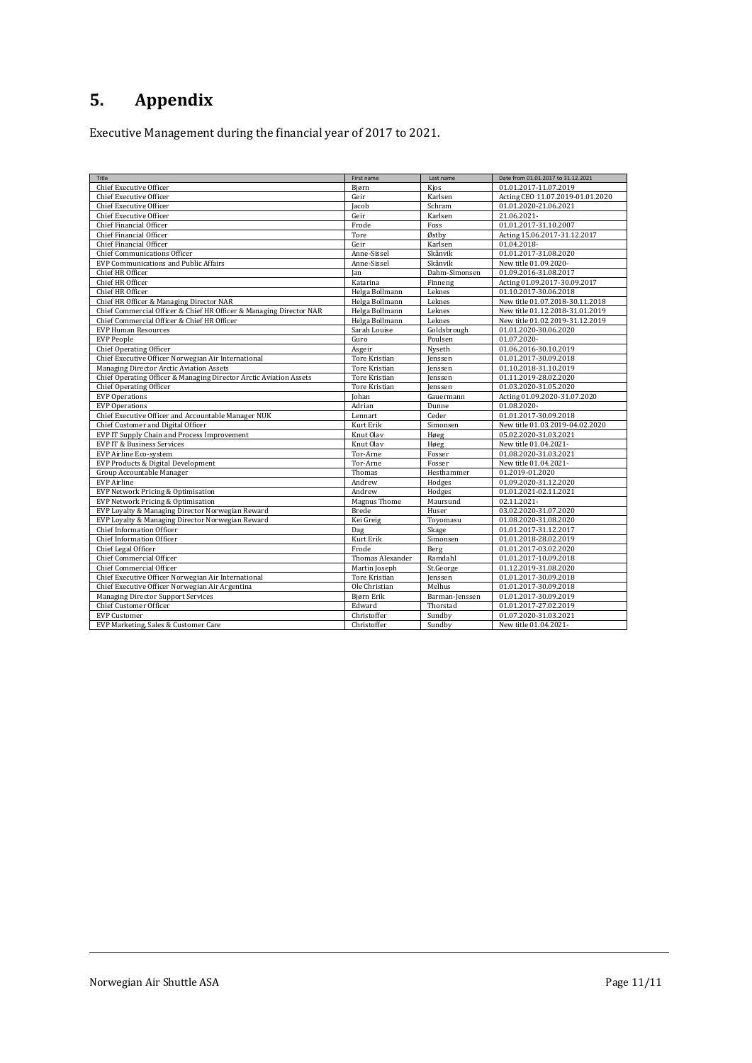# 5. Appendix

Executive Management during the financial year of 2017 to 2021.

| Title | First name | Last name | Date from 01.01.2017 to 31.12.2021 |
|---|---|---|---|
| Chief Executive Officer | Bjørn | Kjos | 01.01.2017-11.07.2019 |
| Chief Executive Officer | Geir | Karlsen | Acting CEO 11.07.2019-01.01.2020 |
| Chief Executive Officer | Jacob | Schram | 01.01.2020-21.06.2021 |
| Chief Executive Officer | Geir | Karlsen | 21.06.2021- |
| Chief Financial Officer | Frode | Foss | 01.01.2017-31.10.2007 |
| Chief Financial Officer | Tore | Østby | Acting 15.06.2017-31.12.2017 |
| Chief Financial Officer | Geir | Karlsen | 01.04.2018- |
| Chief Communications Officer | Anne-Sissel | Skånvik | 01.01.2017-31.08.2020 |
| EVP Communications and Public Affairs | Anne-Sissel | Skånvik | New title 01.09.2020- |
| Chief HR Officer | Jan | Dahm-Simonsen | 01.09.2016-31.08.2017 |
| Chief HR Officer | Katarina | Finneng | Acting 01.09.2017-30.09.2017 |
| Chief HR Officer | Helga Bollmann | Leknes | 01.10.2017-30.06.2018 |
| Chief HR Officer & Managing Director NAR | Helga Bollmann | Leknes | New title 01.07.2018-30.11.2018 |
| Chief Commercial Officer & Chief HR Officer & Managing Director NAR | Helga Bollmann | Leknes | New title 01.12.2018-31.01.2019 |
| Chief Commercial Officer & Chief HR Officer | Helga Bollmann | Leknes | New title 01.02.2019-31.12.2019 |
| EVP Human Resources | Sarah Louise | Goldsbrough | 01.01.2020-30.06.2020 |
| EVP People | Guro | Poulsen | 01.07.2020- |
| Chief Operating Officer | Asgeir | Nyseth | 01.06.2016-30.10.2019 |
| Chief Executive Officer Norwegian Air International | Tore Kristian | Jenssen | 01.01.2017-30.09.2018 |
| Managing Director Arctic Aviation Assets | Tore Kristian | Jenssen | 01.10.2018-31.10.2019 |
| Chief Operating Officer & Managing Director Arctic Aviation Assets | Tore Kristian | Jenssen | 01.11.2019-28.02.2020 |
| Chief Operating Officer | Tore Kristian | Jenssen | 01.03.2020-31.05.2020 |
| EVP Operations | Johan | Gauermann | Acting 01.09.2020-31.07.2020 |
| EVP Operations | Adrian | Dunne | 01.08.2020- |
| Chief Executive Officer and Accountable Manager NUK | Lennart | Ceder | 01.01.2017-30.09.2018 |
| Chief Customer and Digital Officer | Kurt Erik | Simonsen | New title 01.03.2019-04.02.2020 |
| EVP IT Supply Chain and Process Improvement | Knut Olav | Høeg | 05.02.2020-31.03.2021 |
| EVP IT & Business Services | Knut Olav | Høeg | New title 01.04.2021- |
| EVP Airline Eco-system | Tor-Arne | Fosser | 01.08.2020-31.03.2021 |
| EVP Products & Digital Development | Tor-Arne | Fosser | New title 01.04.2021- |
| Group Accountable Manager | Thomas | Hesthammer | 01.2019-01.2020 |
| EVP Airline | Andrew | Hodges | 01.09.2020-31.12.2020 |
| EVP Network Pricing & Optimisation | Andrew | Hodges | 01.01.2021-02.11.2021 |
| EVP Network Pricing & Optimisation | Magnus Thome | Maursund | 02.11.2021- |
| EVP Loyalty & Managing Director Norwegian Reward | Brede | Huser | 03.02.2020-31.07.2020 |
| EVP Loyalty & Managing Director Norwegian Reward | Kei Greig | Toyomasu | 01.08.2020-31.08.2020 |
| Chief Information Officer | Dag | Skage | 01.01.2017-31.12.2017 |
| Chief Information Officer | Kurt Erik | Simonsen | 01.01.2018-28.02.2019 |
| Chief Legal Officer | Frode | Berg | 01.01.2017-03.02.2020 |
| Chief Commercial Officer | Thomas Alexander | Ramdahl | 01.01.2017-10.09.2018 |
| Chief Commercial Officer | Martin Joseph | St.George | 01.12.2019-31.08.2020 |
| Chief Executive Officer Norwegian Air International | Tore Kristian | Jenssen | 01.01.2017-30.09.2018 |
| Chief Executive Officer Norwegian Air Argentina | Ole Christian | Melhus | 01.01.2017-30.09.2018 |
| Managing Director Support Services | Bjørn Erik | Barman-Jenssen | 01.01.2017-30.09.2019 |
| Chief Customer Officer | Edward | Thorstad | 01.01.2017-27.02.2019 |
| EVP Customer | Christoffer | Sundby | 01.07.2020-31.03.2021 |
| EVP Marketing, Sales & Customer Care | Christoffer | Sundby | New title 01.04.2021- |